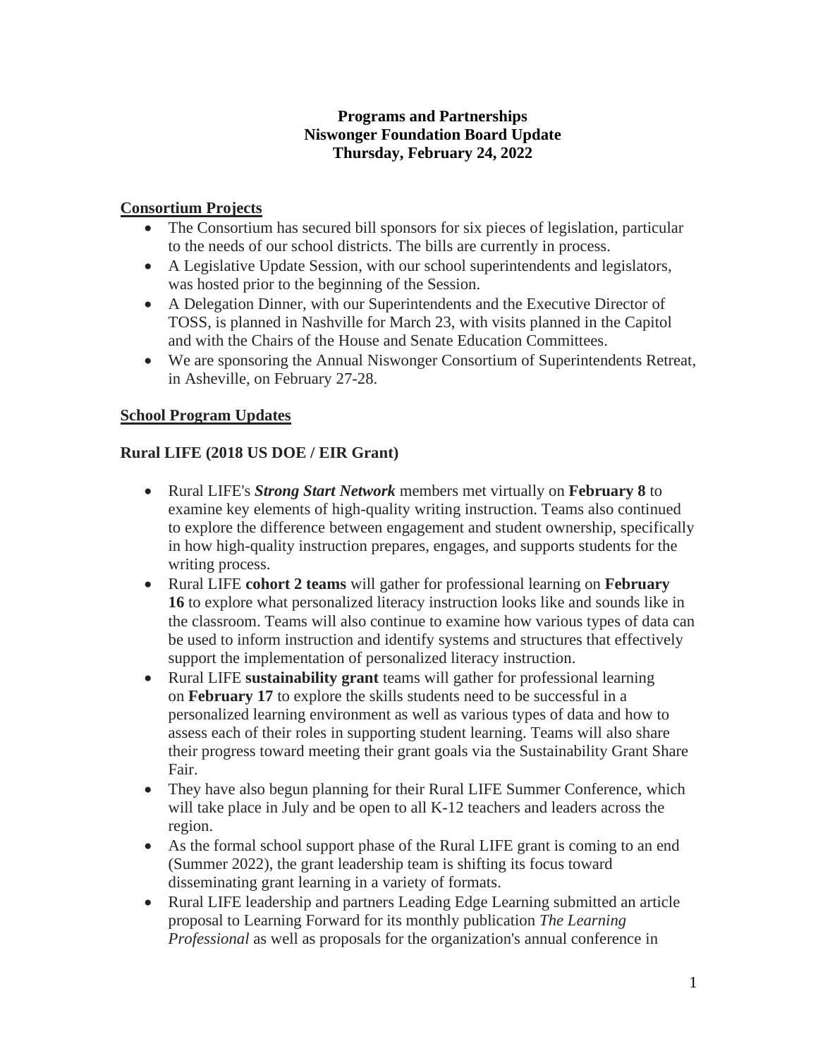**Programs and Partnerships**
**Niswonger Foundation Board Update**
**Thursday, February 24, 2022**

## Consortium Projects

- The Consortium has secured bill sponsors for six pieces of legislation, particular to the needs of our school districts. The bills are currently in process.
- A Legislative Update Session, with our school superintendents and legislators, was hosted prior to the beginning of the Session.
- A Delegation Dinner, with our Superintendents and the Executive Director of TOSS, is planned in Nashville for March 23, with visits planned in the Capitol and with the Chairs of the House and Senate Education Committees.
- We are sponsoring the Annual Niswonger Consortium of Superintendents Retreat, in Asheville, on February 27-28.

## School Program Updates

### Rural LIFE (2018 US DOE / EIR Grant)

- Rural LIFE's ***Strong Start Network*** members met virtually on **February 8** to examine key elements of high-quality writing instruction. Teams also continued to explore the difference between engagement and student ownership, specifically in how high-quality instruction prepares, engages, and supports students for the writing process.
- Rural LIFE **cohort 2 teams** will gather for professional learning on **February 16** to explore what personalized literacy instruction looks like and sounds like in the classroom. Teams will also continue to examine how various types of data can be used to inform instruction and identify systems and structures that effectively support the implementation of personalized literacy instruction.
- Rural LIFE **sustainability grant** teams will gather for professional learning on **February 17** to explore the skills students need to be successful in a personalized learning environment as well as various types of data and how to assess each of their roles in supporting student learning. Teams will also share their progress toward meeting their grant goals via the Sustainability Grant Share Fair.
- They have also begun planning for their Rural LIFE Summer Conference, which will take place in July and be open to all K-12 teachers and leaders across the region.
- As the formal school support phase of the Rural LIFE grant is coming to an end (Summer 2022), the grant leadership team is shifting its focus toward disseminating grant learning in a variety of formats.
- Rural LIFE leadership and partners Leading Edge Learning submitted an article proposal to Learning Forward for its monthly publication *The Learning Professional* as well as proposals for the organization's annual conference in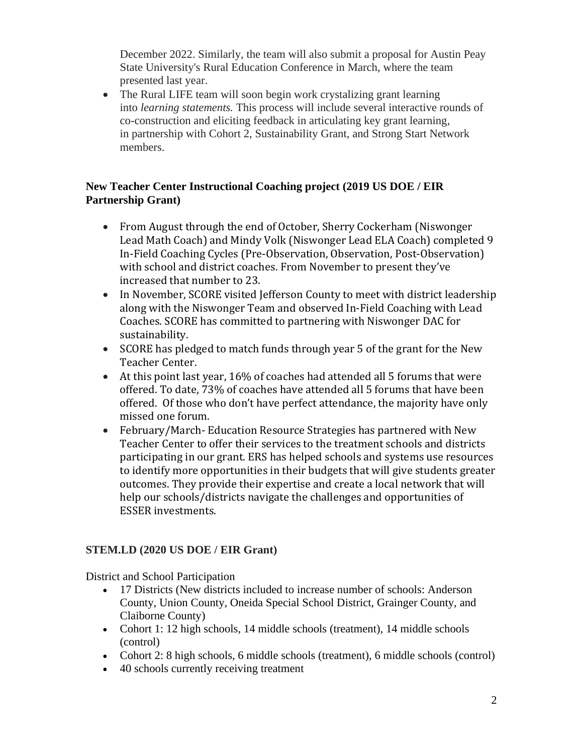December 2022. Similarly, the team will also submit a proposal for Austin Peay State University's Rural Education Conference in March, where the team presented last year.

- The Rural LIFE team will soon begin work crystalizing grant learning into *learning statements.* This process will include several interactive rounds of co-construction and eliciting feedback in articulating key grant learning, in partnership with Cohort 2, Sustainability Grant, and Strong Start Network members.

**New Teacher Center Instructional Coaching project (2019 US DOE / EIR Partnership Grant)**

- From August through the end of October, Sherry Cockerham (Niswonger Lead Math Coach) and Mindy Volk (Niswonger Lead ELA Coach) completed 9 In-Field Coaching Cycles (Pre-Observation, Observation, Post-Observation) with school and district coaches. From November to present they've increased that number to 23.
- In November, SCORE visited Jefferson County to meet with district leadership along with the Niswonger Team and observed In-Field Coaching with Lead Coaches. SCORE has committed to partnering with Niswonger DAC for sustainability.
- SCORE has pledged to match funds through year 5 of the grant for the New Teacher Center.
- At this point last year, 16% of coaches had attended all 5 forums that were offered. To date, 73% of coaches have attended all 5 forums that have been offered. Of those who don't have perfect attendance, the majority have only missed one forum.
- February/March- Education Resource Strategies has partnered with New Teacher Center to offer their services to the treatment schools and districts participating in our grant. ERS has helped schools and systems use resources to identify more opportunities in their budgets that will give students greater outcomes. They provide their expertise and create a local network that will help our schools/districts navigate the challenges and opportunities of ESSER investments.

**STEM.LD (2020 US DOE / EIR Grant)**

District and School Participation

- 17 Districts (New districts included to increase number of schools: Anderson County, Union County, Oneida Special School District, Grainger County, and Claiborne County)
- Cohort 1: 12 high schools, 14 middle schools (treatment), 14 middle schools (control)
- Cohort 2: 8 high schools, 6 middle schools (treatment), 6 middle schools (control)
- 40 schools currently receiving treatment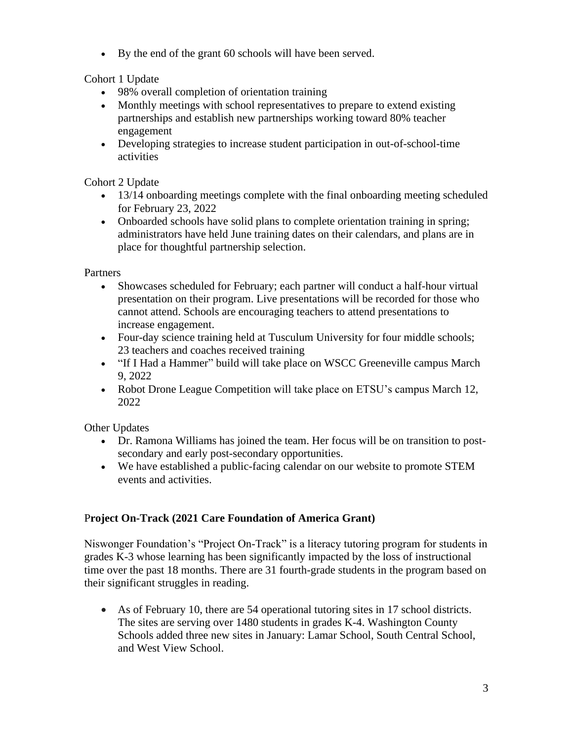- By the end of the grant 60 schools will have been served.

Cohort 1 Update

- 98% overall completion of orientation training
- Monthly meetings with school representatives to prepare to extend existing partnerships and establish new partnerships working toward 80% teacher engagement
- Developing strategies to increase student participation in out-of-school-time activities

Cohort 2 Update

- 13/14 onboarding meetings complete with the final onboarding meeting scheduled for February 23, 2022
- Onboarded schools have solid plans to complete orientation training in spring; administrators have held June training dates on their calendars, and plans are in place for thoughtful partnership selection.

Partners

- Showcases scheduled for February; each partner will conduct a half-hour virtual presentation on their program. Live presentations will be recorded for those who cannot attend. Schools are encouraging teachers to attend presentations to increase engagement.
- Four-day science training held at Tusculum University for four middle schools; 23 teachers and coaches received training
- "If I Had a Hammer" build will take place on WSCC Greeneville campus March 9, 2022
- Robot Drone League Competition will take place on ETSU's campus March 12, 2022

Other Updates

- Dr. Ramona Williams has joined the team. Her focus will be on transition to post-secondary and early post-secondary opportunities.
- We have established a public-facing calendar on our website to promote STEM events and activities.

**Project On-Track (2021 Care Foundation of America Grant)**

Niswonger Foundation's "Project On-Track" is a literacy tutoring program for students in grades K-3 whose learning has been significantly impacted by the loss of instructional time over the past 18 months. There are 31 fourth-grade students in the program based on their significant struggles in reading.

- As of February 10, there are 54 operational tutoring sites in 17 school districts. The sites are serving over 1480 students in grades K-4. Washington County Schools added three new sites in January: Lamar School, South Central School, and West View School.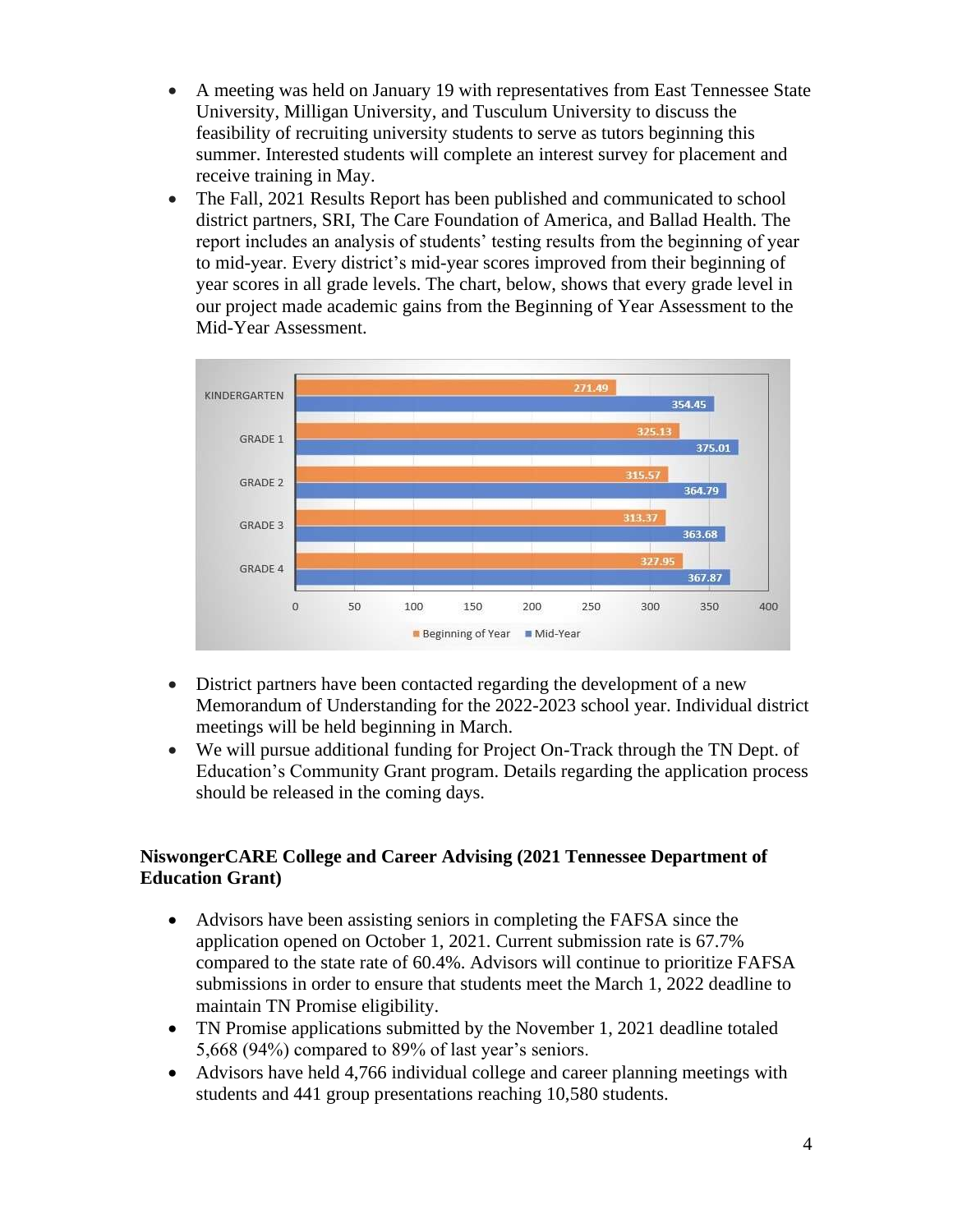- A meeting was held on January 19 with representatives from East Tennessee State University, Milligan University, and Tusculum University to discuss the feasibility of recruiting university students to serve as tutors beginning this summer. Interested students will complete an interest survey for placement and receive training in May.
- The Fall, 2021 Results Report has been published and communicated to school district partners, SRI, The Care Foundation of America, and Ballad Health. The report includes an analysis of students' testing results from the beginning of year to mid-year. Every district's mid-year scores improved from their beginning of year scores in all grade levels. The chart, below, shows that every grade level in our project made academic gains from the Beginning of Year Assessment to the Mid-Year Assessment.

| | Beginning of Year | Mid-Year |
|---|---|---|
| KINDERGARTEN | 271.49 | 354.45 |
| GRADE 1 | 325.13 | 375.01 |
| GRADE 2 | 315.57 | 364.79 |
| GRADE 3 | 313.37 | 363.68 |
| GRADE 4 | 327.95 | 367.87 |

- District partners have been contacted regarding the development of a new Memorandum of Understanding for the 2022-2023 school year. Individual district meetings will be held beginning in March.
- We will pursue additional funding for Project On-Track through the TN Dept. of Education's Community Grant program. Details regarding the application process should be released in the coming days.

**NiswongerCARE College and Career Advising (2021 Tennessee Department of Education Grant)**

- Advisors have been assisting seniors in completing the FAFSA since the application opened on October 1, 2021. Current submission rate is 67.7% compared to the state rate of 60.4%. Advisors will continue to prioritize FAFSA submissions in order to ensure that students meet the March 1, 2022 deadline to maintain TN Promise eligibility.
- TN Promise applications submitted by the November 1, 2021 deadline totaled 5,668 (94%) compared to 89% of last year's seniors.
- Advisors have held 4,766 individual college and career planning meetings with students and 441 group presentations reaching 10,580 students.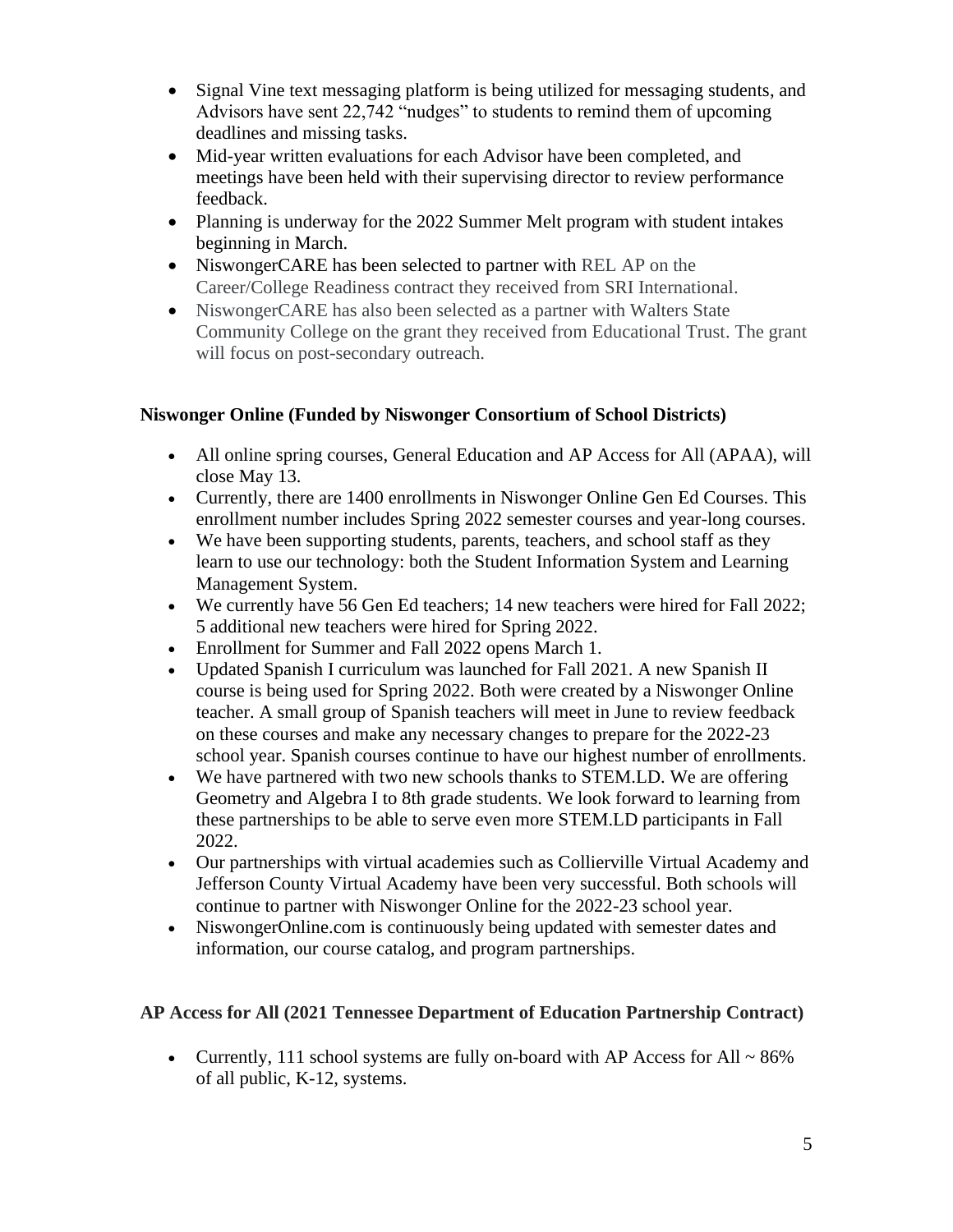- Signal Vine text messaging platform is being utilized for messaging students, and Advisors have sent 22,742 "nudges" to students to remind them of upcoming deadlines and missing tasks.
- Mid-year written evaluations for each Advisor have been completed, and meetings have been held with their supervising director to review performance feedback.
- Planning is underway for the 2022 Summer Melt program with student intakes beginning in March.
- NiswongerCARE has been selected to partner with REL AP on the Career/College Readiness contract they received from SRI International.
- NiswongerCARE has also been selected as a partner with Walters State Community College on the grant they received from Educational Trust. The grant will focus on post-secondary outreach.

**Niswonger Online (Funded by Niswonger Consortium of School Districts)**

- All online spring courses, General Education and AP Access for All (APAA), will close May 13.
- Currently, there are 1400 enrollments in Niswonger Online Gen Ed Courses. This enrollment number includes Spring 2022 semester courses and year-long courses.
- We have been supporting students, parents, teachers, and school staff as they learn to use our technology: both the Student Information System and Learning Management System.
- We currently have 56 Gen Ed teachers; 14 new teachers were hired for Fall 2022; 5 additional new teachers were hired for Spring 2022.
- Enrollment for Summer and Fall 2022 opens March 1.
- Updated Spanish I curriculum was launched for Fall 2021. A new Spanish II course is being used for Spring 2022. Both were created by a Niswonger Online teacher. A small group of Spanish teachers will meet in June to review feedback on these courses and make any necessary changes to prepare for the 2022-23 school year. Spanish courses continue to have our highest number of enrollments.
- We have partnered with two new schools thanks to STEM.LD. We are offering Geometry and Algebra I to 8th grade students. We look forward to learning from these partnerships to be able to serve even more STEM.LD participants in Fall 2022.
- Our partnerships with virtual academies such as Collierville Virtual Academy and Jefferson County Virtual Academy have been very successful. Both schools will continue to partner with Niswonger Online for the 2022-23 school year.
- NiswongerOnline.com is continuously being updated with semester dates and information, our course catalog, and program partnerships.

**AP Access for All (2021 Tennessee Department of Education Partnership Contract)**

- Currently, 111 school systems are fully on-board with AP Access for All ~ 86% of all public, K-12, systems.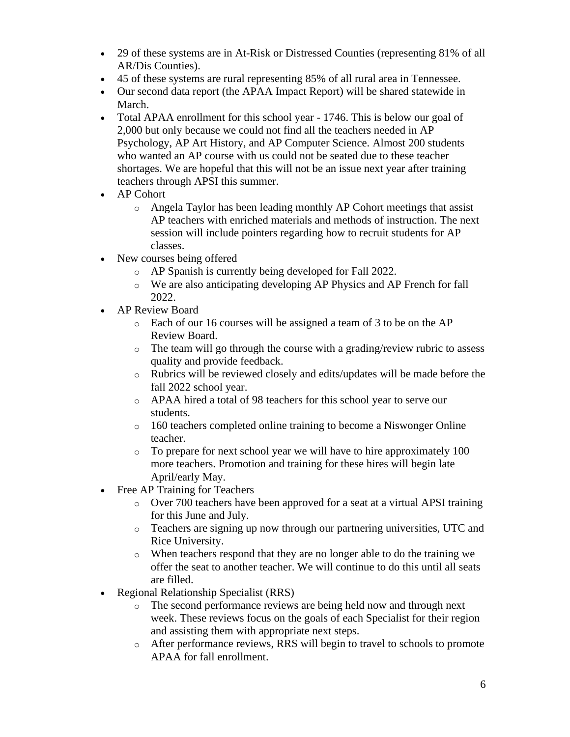- 29 of these systems are in At-Risk or Distressed Counties (representing 81% of all AR/Dis Counties).
- 45 of these systems are rural representing 85% of all rural area in Tennessee.
- Our second data report (the APAA Impact Report) will be shared statewide in March.
- Total APAA enrollment for this school year - 1746. This is below our goal of 2,000 but only because we could not find all the teachers needed in AP Psychology, AP Art History, and AP Computer Science. Almost 200 students who wanted an AP course with us could not be seated due to these teacher shortages. We are hopeful that this will not be an issue next year after training teachers through APSI this summer.
- AP Cohort
  - Angela Taylor has been leading monthly AP Cohort meetings that assist AP teachers with enriched materials and methods of instruction. The next session will include pointers regarding how to recruit students for AP classes.
- New courses being offered
  - AP Spanish is currently being developed for Fall 2022.
  - We are also anticipating developing AP Physics and AP French for fall 2022.
- AP Review Board
  - Each of our 16 courses will be assigned a team of 3 to be on the AP Review Board.
  - The team will go through the course with a grading/review rubric to assess quality and provide feedback.
  - Rubrics will be reviewed closely and edits/updates will be made before the fall 2022 school year.
  - APAA hired a total of 98 teachers for this school year to serve our students.
  - 160 teachers completed online training to become a Niswonger Online teacher.
  - To prepare for next school year we will have to hire approximately 100 more teachers. Promotion and training for these hires will begin late April/early May.
- Free AP Training for Teachers
  - Over 700 teachers have been approved for a seat at a virtual APSI training for this June and July.
  - Teachers are signing up now through our partnering universities, UTC and Rice University.
  - When teachers respond that they are no longer able to do the training we offer the seat to another teacher. We will continue to do this until all seats are filled.
- Regional Relationship Specialist (RRS)
  - The second performance reviews are being held now and through next week. These reviews focus on the goals of each Specialist for their region and assisting them with appropriate next steps.
  - After performance reviews, RRS will begin to travel to schools to promote APAA for fall enrollment.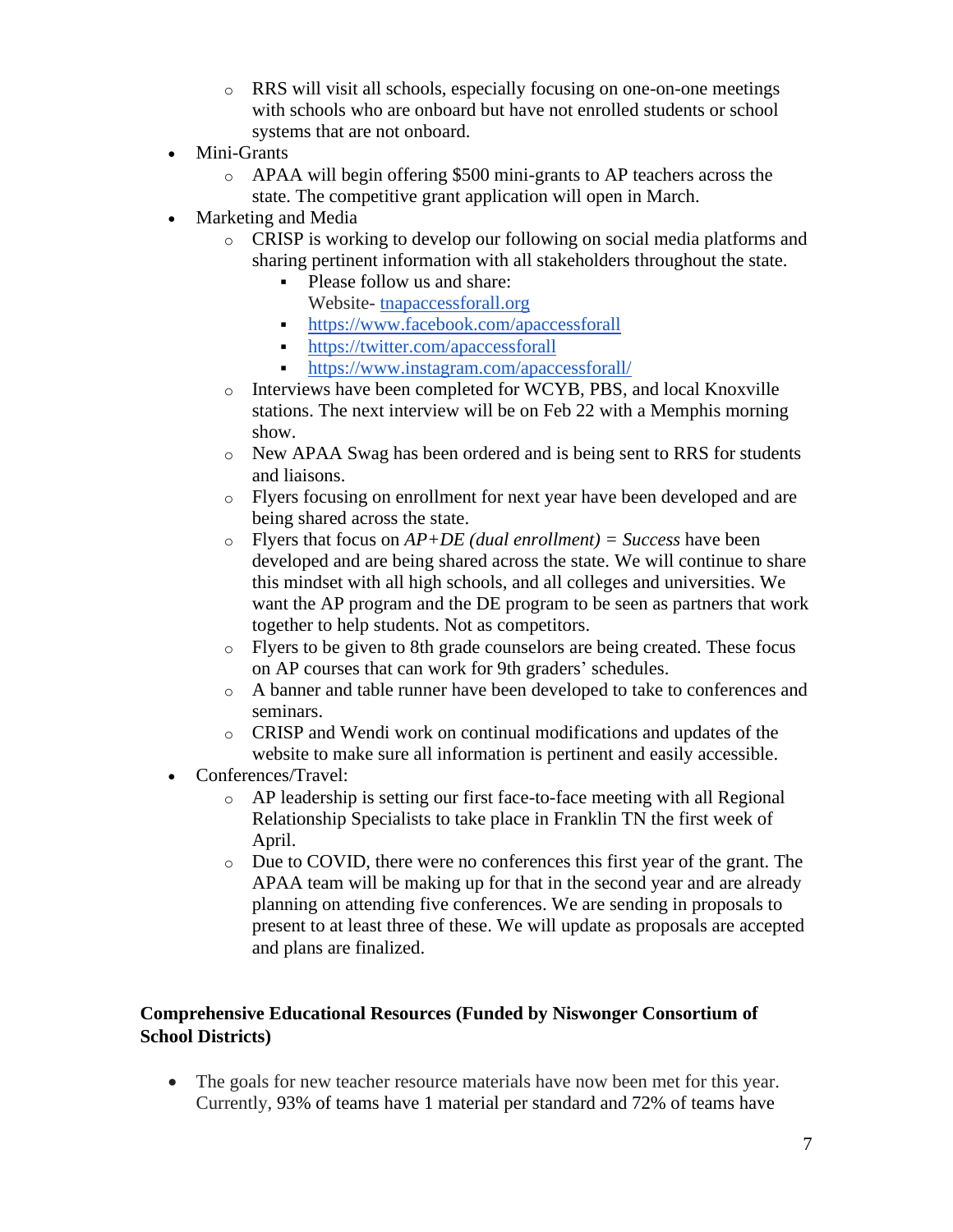- RRS will visit all schools, especially focusing on one-on-one meetings with schools who are onboard but have not enrolled students or school systems that are not onboard.
- Mini-Grants
    - APAA will begin offering $500 mini-grants to AP teachers across the state. The competitive grant application will open in March.
- Marketing and Media
    - CRISP is working to develop our following on social media platforms and sharing pertinent information with all stakeholders throughout the state.
        - Please follow us and share:
          Website- [tnapaccessforall.org](tnapaccessforall.org)
        - [https://www.facebook.com/apaccessforall](https://www.facebook.com/apaccessforall)
        - [https://twitter.com/apaccessforall](https://twitter.com/apaccessforall)
        - [https://www.instagram.com/apaccessforall/](https://www.instagram.com/apaccessforall/)
    - Interviews have been completed for WCYB, PBS, and local Knoxville stations. The next interview will be on Feb 22 with a Memphis morning show.
    - New APAA Swag has been ordered and is being sent to RRS for students and liaisons.
    - Flyers focusing on enrollment for next year have been developed and are being shared across the state.
    - Flyers that focus on *AP+DE (dual enrollment) = Success* have been developed and are being shared across the state. We will continue to share this mindset with all high schools, and all colleges and universities. We want the AP program and the DE program to be seen as partners that work together to help students. Not as competitors.
    - Flyers to be given to 8th grade counselors are being created. These focus on AP courses that can work for 9th graders' schedules.
    - A banner and table runner have been developed to take to conferences and seminars.
    - CRISP and Wendi work on continual modifications and updates of the website to make sure all information is pertinent and easily accessible.
- Conferences/Travel:
    - AP leadership is setting our first face-to-face meeting with all Regional Relationship Specialists to take place in Franklin TN the first week of April.
    - Due to COVID, there were no conferences this first year of the grant. The APAA team will be making up for that in the second year and are already planning on attending five conferences. We are sending in proposals to present to at least three of these. We will update as proposals are accepted and plans are finalized.

**Comprehensive Educational Resources (Funded by Niswonger Consortium of School Districts)**

- The goals for new teacher resource materials have now been met for this year. Currently, 93% of teams have 1 material per standard and 72% of teams have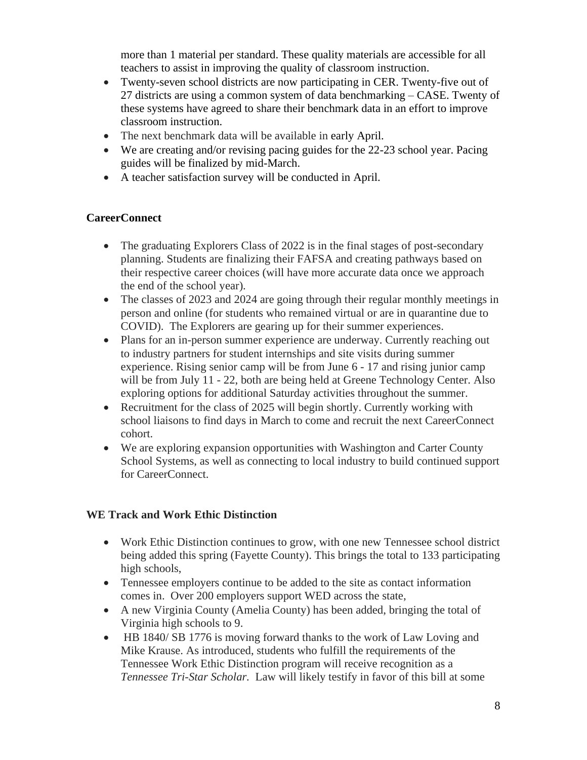more than 1 material per standard. These quality materials are accessible for all teachers to assist in improving the quality of classroom instruction.

- Twenty-seven school districts are now participating in CER. Twenty-five out of 27 districts are using a common system of data benchmarking – CASE. Twenty of these systems have agreed to share their benchmark data in an effort to improve classroom instruction.
- The next benchmark data will be available in early April.
- We are creating and/or revising pacing guides for the 22-23 school year. Pacing guides will be finalized by mid-March.
- A teacher satisfaction survey will be conducted in April.

**CareerConnect**

- The graduating Explorers Class of 2022 is in the final stages of post-secondary planning. Students are finalizing their FAFSA and creating pathways based on their respective career choices (will have more accurate data once we approach the end of the school year).
- The classes of 2023 and 2024 are going through their regular monthly meetings in person and online (for students who remained virtual or are in quarantine due to COVID). The Explorers are gearing up for their summer experiences.
- Plans for an in-person summer experience are underway. Currently reaching out to industry partners for student internships and site visits during summer experience. Rising senior camp will be from June 6 - 17 and rising junior camp will be from July 11 - 22, both are being held at Greene Technology Center. Also exploring options for additional Saturday activities throughout the summer.
- Recruitment for the class of 2025 will begin shortly. Currently working with school liaisons to find days in March to come and recruit the next CareerConnect cohort.
- We are exploring expansion opportunities with Washington and Carter County School Systems, as well as connecting to local industry to build continued support for CareerConnect.

**WE Track and Work Ethic Distinction**

- Work Ethic Distinction continues to grow, with one new Tennessee school district being added this spring (Fayette County). This brings the total to 133 participating high schools,
- Tennessee employers continue to be added to the site as contact information comes in. Over 200 employers support WED across the state,
- A new Virginia County (Amelia County) has been added, bringing the total of Virginia high schools to 9.
- HB 1840/ SB 1776 is moving forward thanks to the work of Law Loving and Mike Krause. As introduced, students who fulfill the requirements of the Tennessee Work Ethic Distinction program will receive recognition as a *Tennessee Tri-Star Scholar*. Law will likely testify in favor of this bill at some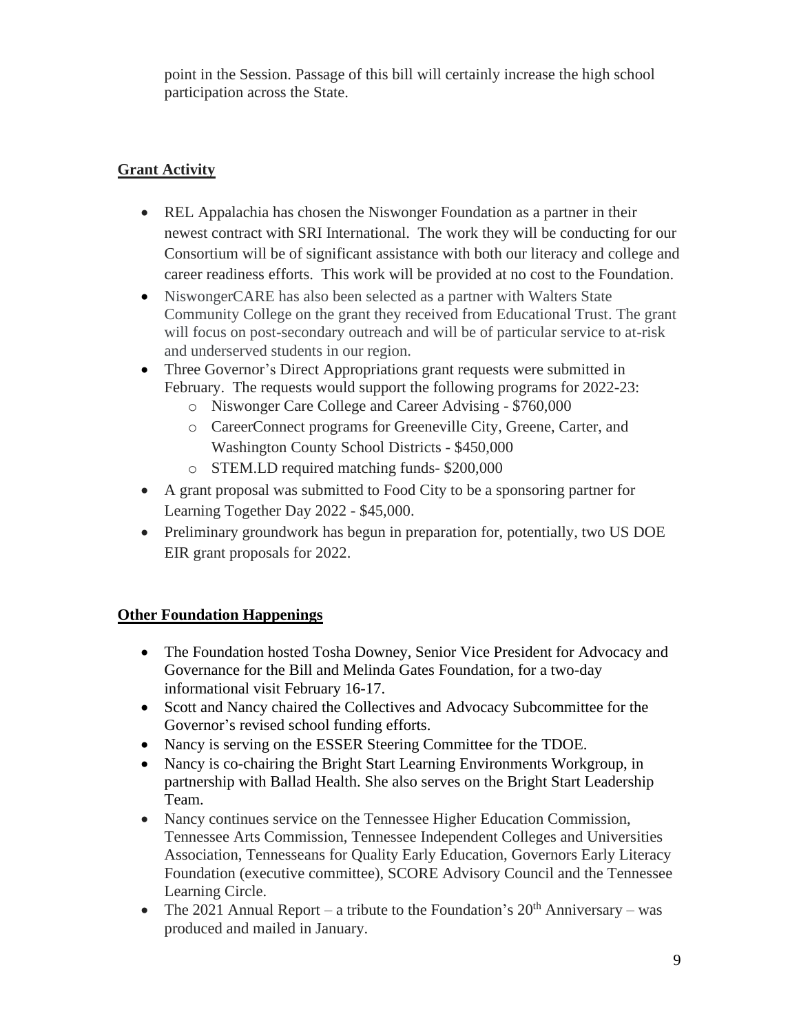point in the Session. Passage of this bill will certainly increase the high school participation across the State.

## Grant Activity

- REL Appalachia has chosen the Niswonger Foundation as a partner in their newest contract with SRI International. The work they will be conducting for our Consortium will be of significant assistance with both our literacy and college and career readiness efforts. This work will be provided at no cost to the Foundation.
- NiswongerCARE has also been selected as a partner with Walters State Community College on the grant they received from Educational Trust. The grant will focus on post-secondary outreach and will be of particular service to at-risk and underserved students in our region.
- Three Governor's Direct Appropriations grant requests were submitted in February. The requests would support the following programs for 2022-23:
  - Niswonger Care College and Career Advising - $760,000
  - CareerConnect programs for Greeneville City, Greene, Carter, and Washington County School Districts - $450,000
  - STEM.LD required matching funds- $200,000
- A grant proposal was submitted to Food City to be a sponsoring partner for Learning Together Day 2022 - $45,000.
- Preliminary groundwork has begun in preparation for, potentially, two US DOE EIR grant proposals for 2022.

## Other Foundation Happenings

- The Foundation hosted Tosha Downey, Senior Vice President for Advocacy and Governance for the Bill and Melinda Gates Foundation, for a two-day informational visit February 16-17.
- Scott and Nancy chaired the Collectives and Advocacy Subcommittee for the Governor's revised school funding efforts.
- Nancy is serving on the ESSER Steering Committee for the TDOE.
- Nancy is co-chairing the Bright Start Learning Environments Workgroup, in partnership with Ballad Health. She also serves on the Bright Start Leadership Team.
- Nancy continues service on the Tennessee Higher Education Commission, Tennessee Arts Commission, Tennessee Independent Colleges and Universities Association, Tennesseans for Quality Early Education, Governors Early Literacy Foundation (executive committee), SCORE Advisory Council and the Tennessee Learning Circle.
- The 2021 Annual Report – a tribute to the Foundation's 20th Anniversary – was produced and mailed in January.